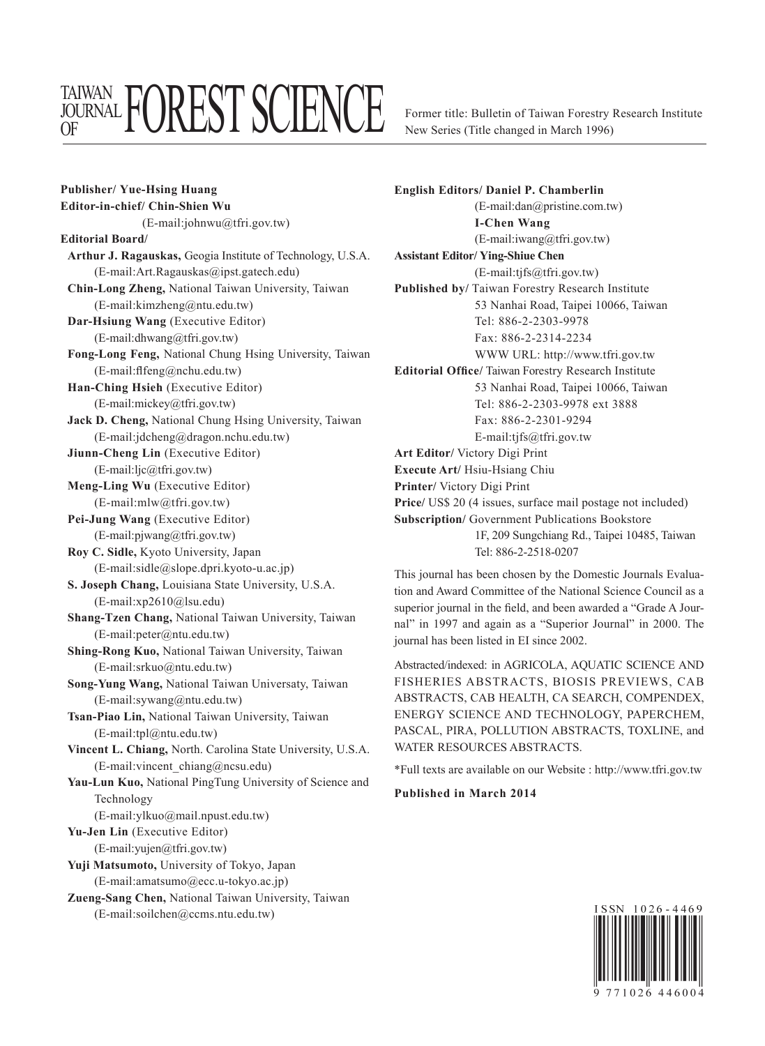# TAIWAN JOURNAL OF FOREST SCIENCE

Former title: Bulletin of Taiwan Forestry Research Institute New Series (Title changed in March 1996)

**Publisher/ Yue-Hsing Huang**

**Editor-in-chief/ Chin-Shien Wu**
(E-mail:johnwu@tfri.gov.tw)

**Editorial Board/**

**Arthur J. Ragauskas,** Geogia Institute of Technology, U.S.A.
(E-mail:Art.Ragauskas@ipst.gatech.edu)

**Chin-Long Zheng,** National Taiwan University, Taiwan
(E-mail:kimzheng@ntu.edu.tw)

**Dar-Hsiung Wang** (Executive Editor)
(E-mail:dhwang@tfri.gov.tw)

**Fong-Long Feng,** National Chung Hsing University, Taiwan
(E-mail:flfeng@nchu.edu.tw)

**Han-Ching Hsieh** (Executive Editor)
(E-mail:mickey@tfri.gov.tw)

**Jack D. Cheng,** National Chung Hsing University, Taiwan
(E-mail:jdcheng@dragon.nchu.edu.tw)

**Jiunn-Cheng Lin** (Executive Editor)
(E-mail:ljc@tfri.gov.tw)

**Meng-Ling Wu** (Executive Editor)
(E-mail:mlw@tfri.gov.tw)

**Pei-Jung Wang** (Executive Editor)
(E-mail:pjwang@tfri.gov.tw)

**Roy C. Sidle,** Kyoto University, Japan
(E-mail:sidle@slope.dpri.kyoto-u.ac.jp)

**S. Joseph Chang,** Louisiana State University, U.S.A.
(E-mail:xp2610@lsu.edu)

**Shang-Tzen Chang,** National Taiwan University, Taiwan
(E-mail:peter@ntu.edu.tw)

**Shing-Rong Kuo,** National Taiwan University, Taiwan
(E-mail:srkuo@ntu.edu.tw)

**Song-Yung Wang,** National Taiwan Universaty, Taiwan
(E-mail:sywang@ntu.edu.tw)

**Tsan-Piao Lin,** National Taiwan University, Taiwan
(E-mail:tpl@ntu.edu.tw)

**Vincent L. Chiang,** North. Carolina State University, U.S.A.
(E-mail:vincent_chiang@ncsu.edu)

**Yau-Lun Kuo,** National PingTung University of Science and Technology
(E-mail:ylkuo@mail.npust.edu.tw)

**Yu-Jen Lin** (Executive Editor)
(E-mail:yujen@tfri.gov.tw)

**Yuji Matsumoto,** University of Tokyo, Japan
(E-mail:amatsumo@ecc.u-tokyo.ac.jp)

**Zueng-Sang Chen,** National Taiwan University, Taiwan
(E-mail:soilchen@ccms.ntu.edu.tw)

**English Editors/ Daniel P. Chamberlin**
(E-mail:dan@pristine.com.tw)
**I-Chen Wang**
(E-mail:iwang@tfri.gov.tw)

**Assistant Editor/ Ying-Shiue Chen**
(E-mail:tjfs@tfri.gov.tw)

**Published by/** Taiwan Forestry Research Institute
53 Nanhai Road, Taipei 10066, Taiwan
Tel: 886-2-2303-9978
Fax: 886-2-2314-2234
WWW URL: http://www.tfri.gov.tw

**Editorial Office/** Taiwan Forestry Research Institute
53 Nanhai Road, Taipei 10066, Taiwan
Tel: 886-2-2303-9978 ext 3888
Fax: 886-2-2301-9294
E-mail:tjfs@tfri.gov.tw

**Art Editor/** Victory Digi Print

**Execute Art/** Hsiu-Hsiang Chiu

**Printer/** Victory Digi Print

**Price/** US$ 20 (4 issues, surface mail postage not included)

**Subscription/** Government Publications Bookstore
1F, 209 Sungchiang Rd., Taipei 10485, Taiwan
Tel: 886-2-2518-0207

This journal has been chosen by the Domestic Journals Evaluation and Award Committee of the National Science Council as a superior journal in the field, and been awarded a "Grade A Journal" in 1997 and again as a "Superior Journal" in 2000. The journal has been listed in EI since 2002.

Abstracted/indexed: in AGRICOLA, AQUATIC SCIENCE AND FISHERIES ABSTRACTS, BIOSIS PREVIEWS, CAB ABSTRACTS, CAB HEALTH, CA SEARCH, COMPENDEX, ENERGY SCIENCE AND TECHNOLOGY, PAPERCHEM, PASCAL, PIRA, POLLUTION ABSTRACTS, TOXLINE, and WATER RESOURCES ABSTRACTS.

*Full texts are available on our Website : http://www.tfri.gov.tw

**Published in March 2014**

ISSN 1026-4469

9 771026 446004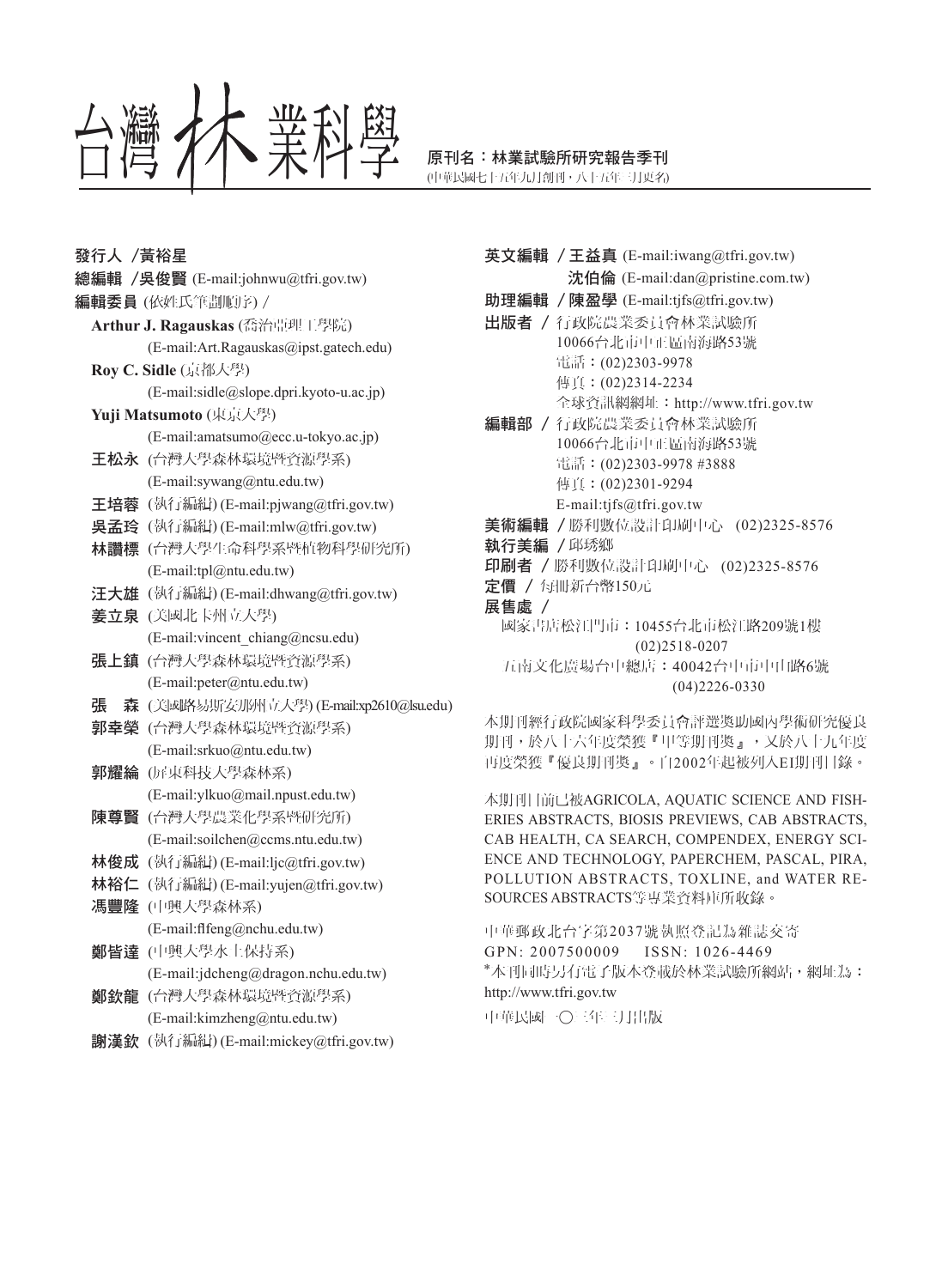# 台灣林業科學

**原刊名：林業試驗所研究報告季刊**
(中華民國七十五年九月創刊，八十五年三月更名)

**發行人 /黃裕星**

**總編輯 /吳俊賢** (E-mail:johnwu@tfri.gov.tw)

**編輯委員** (依姓氏筆劃順序) /

**Arthur J. Ragauskas** (喬治亞理工學院)
(E-mail:Art.Ragauskas@ipst.gatech.edu)

**Roy C. Sidle** (京都大學)
(E-mail:sidle@slope.dpri.kyoto-u.ac.jp)

**Yuji Matsumoto** (東京大學)
(E-mail:amatsumo@ecc.u-tokyo.ac.jp)

**王松永** (台灣大學森林環境暨資源學系)
(E-mail:sywang@ntu.edu.tw)

**王培蓉** (執行編輯) (E-mail:pjwang@tfri.gov.tw)

**吳孟玲** (執行編輯) (E-mail:mlw@tfri.gov.tw)

**林讚標** (台灣大學生命科學系暨植物科學研究所)
(E-mail:tpl@ntu.edu.tw)

**汪大雄** (執行編輯) (E-mail:dhwang@tfri.gov.tw)

**姜立泉** (美國北卡州立大學)
(E-mail:vincent_chiang@ncsu.edu)

**張上鎮** (台灣大學森林環境暨資源學系)
(E-mail:peter@ntu.edu.tw)

**張　森** (美國路易斯安那州立大學) (E-mail:xp2610@lsu.edu)

**郭幸榮** (台灣大學森林環境暨資源學系)
(E-mail:srkuo@ntu.edu.tw)

**郭耀綸** (屏東科技大學森林系)
(E-mail:ylkuo@mail.npust.edu.tw)

**陳尊賢** (台灣大學農業化學系暨研究所)
(E-mail:soilchen@ccms.ntu.edu.tw)

**林俊成** (執行編輯) (E-mail:ljc@tfri.gov.tw)

**林裕仁** (執行編輯) (E-mail:yujen@tfri.gov.tw)

**馮豐隆** (中興大學森林系)
(E-mail:flfeng@nchu.edu.tw)

**鄭皆達** (中興大學水土保持系)
(E-mail:jdcheng@dragon.nchu.edu.tw)

**鄭欽龍** (台灣大學森林環境暨資源學系)
(E-mail:kimzheng@ntu.edu.tw)

**謝漢欽** (執行編輯) (E-mail:mickey@tfri.gov.tw)

**英文編輯 /王益真** (E-mail:iwang@tfri.gov.tw)
**沈伯倫** (E-mail:dan@pristine.com.tw)

**助理編輯 /陳盈學** (E-mail:tjfs@tfri.gov.tw)

**出版者 /** 行政院農業委員會林業試驗所
10066台北市中正區南海路53號
電話：(02)2303-9978
傳真：(02)2314-2234
全球資訊網網址：http://www.tfri.gov.tw

**編輯部 /** 行政院農業委員會林業試驗所
10066台北市中正區南海路53號
電話：(02)2303-9978 #3888
傳真：(02)2301-9294
E-mail:tjfs@tfri.gov.tw

**美術編輯 /**勝利數位設計印刷中心　(02)2325-8576

**執行美編 /**邱琇鄉

**印刷者 /** 勝利數位設計印刷中心　(02)2325-8576

**定價 /** 每冊新台幣150元

**展售處 /**
國家書店松江門市：10455台北市松江路209號1樓
(02)2518-0207
五南文化廣場台中總店：40042台中市中山路6號
(04)2226-0330

本期刊經行政院國家科學委員會評選獎助國內學術研究優良期刊，於八十六年度榮獲『甲等期刊獎』，又於八十九年度再度榮獲『優良期刊獎』。自2002年起被列入EI期刊目錄。

本期刊目前已被AGRICOLA, AQUATIC SCIENCE AND FISHERIES ABSTRACTS, BIOSIS PREVIEWS, CAB ABSTRACTS, CAB HEALTH, CA SEARCH, COMPENDEX, ENERGY SCIENCE AND TECHNOLOGY, PAPERCHEM, PASCAL, PIRA, POLLUTION ABSTRACTS, TOXLINE, and WATER RESOURCES ABSTRACTS等專業資料庫所收錄。

中華郵政北台字第2037號執照登記為雜誌交寄
GPN: 2007500009　ISSN: 1026-4469
*本刊同時另行電子版本登載於林業試驗所網站，網址為：http://www.tfri.gov.tw

中華民國一〇三年三月出版